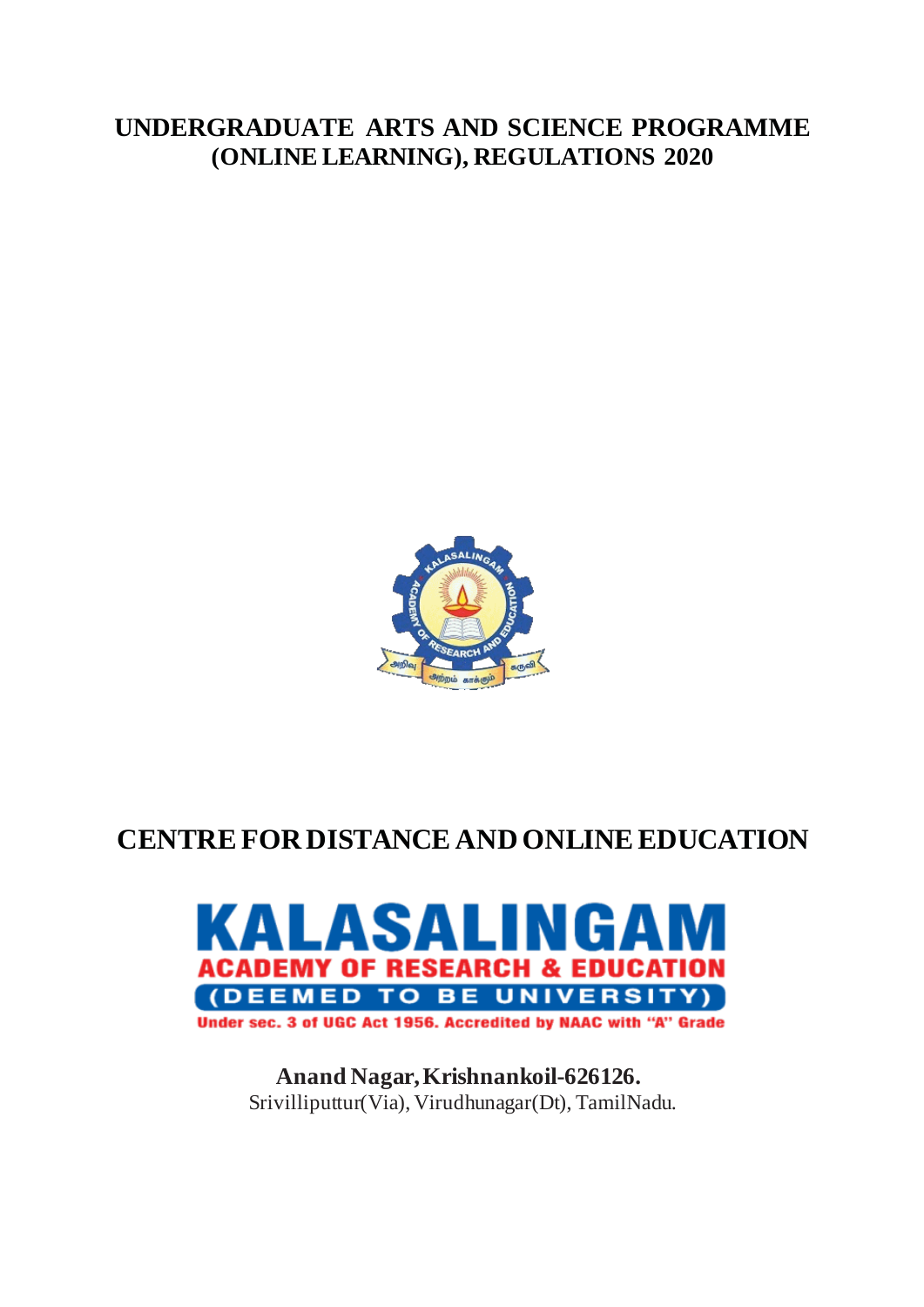# UNDERGRADUATE ARTS AND SCIENCE PROGRAMME (ONLINE LEARNING), REGULATIONS 2020

## CENTRE FOR DISTANCE AND ONLINE EDUCATION

**KALASALINGAM**

**ACADEMY OF RESEARCH & EDUCATION**

**(DEEMED TO BE UNIVERSITY)**

**Under sec. 3 of UGC Act 1956. Accredited by NAAC with "A" Grade**

**Anand Nagar, Krishnankoil-626126.**

Srivilliputtur(Via), Virudhunagar(Dt), TamilNadu.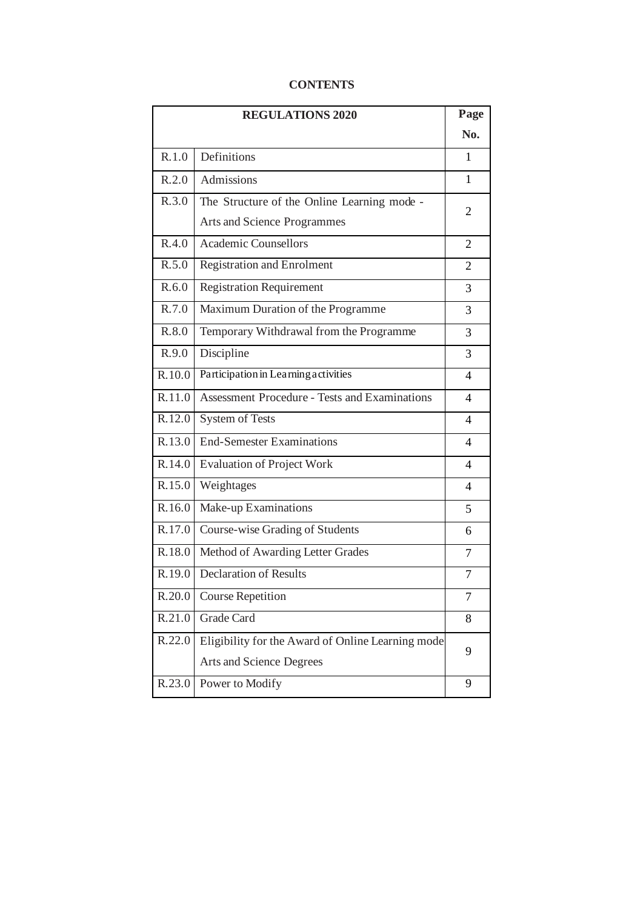**CONTENTS**

| REGULATIONS 2020 | | Page No. |
|---|---|---|
| R.1.0 | Definitions | 1 |
| R.2.0 | Admissions | 1 |
| R.3.0 | The Structure of the Online Learning mode - Arts and Science Programmes | 2 |
| R.4.0 | Academic Counsellors | 2 |
| R.5.0 | Registration and Enrolment | 2 |
| R.6.0 | Registration Requirement | 3 |
| R.7.0 | Maximum Duration of the Programme | 3 |
| R.8.0 | Temporary Withdrawal from the Programme | 3 |
| R.9.0 | Discipline | 3 |
| R.10.0 | Participation in Learning activities | 4 |
| R.11.0 | Assessment Procedure - Tests and Examinations | 4 |
| R.12.0 | System of Tests | 4 |
| R.13.0 | End-Semester Examinations | 4 |
| R.14.0 | Evaluation of Project Work | 4 |
| R.15.0 | Weightages | 4 |
| R.16.0 | Make-up Examinations | 5 |
| R.17.0 | Course-wise Grading of Students | 6 |
| R.18.0 | Method of Awarding Letter Grades | 7 |
| R.19.0 | Declaration of Results | 7 |
| R.20.0 | Course Repetition | 7 |
| R.21.0 | Grade Card | 8 |
| R.22.0 | Eligibility for the Award of Online Learning mode Arts and Science Degrees | 9 |
| R.23.0 | Power to Modify | 9 |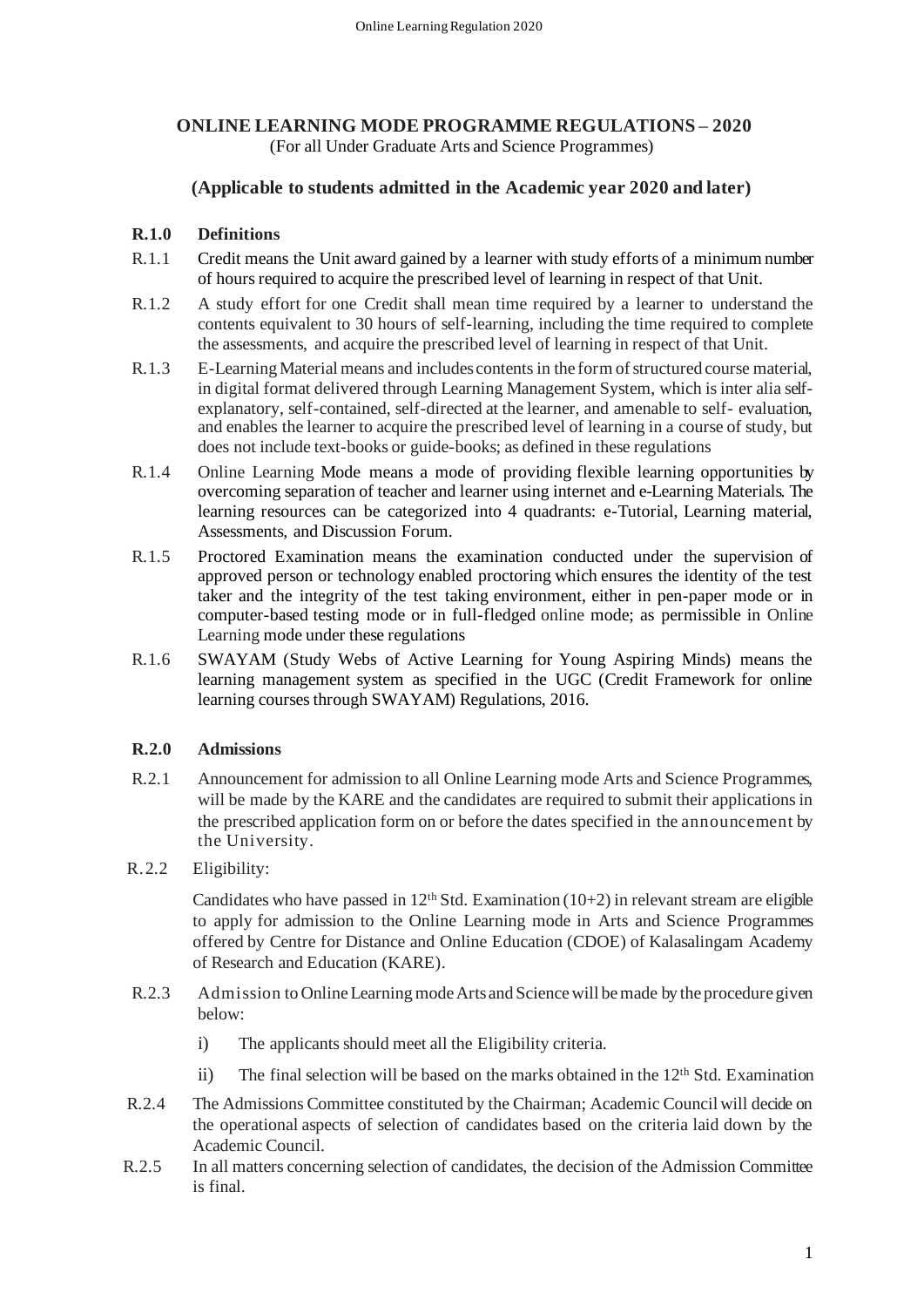# ONLINE LEARNING MODE PROGRAMME REGULATIONS – 2020

(For all Under Graduate Arts and Science Programmes)

**(Applicable to students admitted in the Academic year 2020 and later)**

## R.1.0 Definitions

R.1.1 Credit means the Unit award gained by a learner with study efforts of a minimum number of hours required to acquire the prescribed level of learning in respect of that Unit.

R.1.2 A study effort for one Credit shall mean time required by a learner to understand the contents equivalent to 30 hours of self-learning, including the time required to complete the assessments, and acquire the prescribed level of learning in respect of that Unit.

R.1.3 E-Learning Material means and includes contents in the form of structured course material, in digital format delivered through Learning Management System, which is inter alia self-explanatory, self-contained, self-directed at the learner, and amenable to self- evaluation, and enables the learner to acquire the prescribed level of learning in a course of study, but does not include text-books or guide-books; as defined in these regulations

R.1.4 Online Learning Mode means a mode of providing flexible learning opportunities by overcoming separation of teacher and learner using internet and e-Learning Materials. The learning resources can be categorized into 4 quadrants: e-Tutorial, Learning material, Assessments, and Discussion Forum.

R.1.5 Proctored Examination means the examination conducted under the supervision of approved person or technology enabled proctoring which ensures the identity of the test taker and the integrity of the test taking environment, either in pen-paper mode or in computer-based testing mode or in full-fledged online mode; as permissible in Online Learning mode under these regulations

R.1.6 SWAYAM (Study Webs of Active Learning for Young Aspiring Minds) means the learning management system as specified in the UGC (Credit Framework for online learning courses through SWAYAM) Regulations, 2016.

## R.2.0 Admissions

R.2.1 Announcement for admission to all Online Learning mode Arts and Science Programmes, will be made by the KARE and the candidates are required to submit their applications in the prescribed application form on or before the dates specified in the announcement by the University.

R.2.2 Eligibility:

Candidates who have passed in 12th Std. Examination (10+2) in relevant stream are eligible to apply for admission to the Online Learning mode in Arts and Science Programmes offered by Centre for Distance and Online Education (CDOE) of Kalasalingam Academy of Research and Education (KARE).

R.2.3 Admission to Online Learning mode Arts and Science will be made by the procedure given below:

i) The applicants should meet all the Eligibility criteria.

ii) The final selection will be based on the marks obtained in the 12th Std. Examination

R.2.4 The Admissions Committee constituted by the Chairman; Academic Council will decide on the operational aspects of selection of candidates based on the criteria laid down by the Academic Council.

R.2.5 In all matters concerning selection of candidates, the decision of the Admission Committee is final.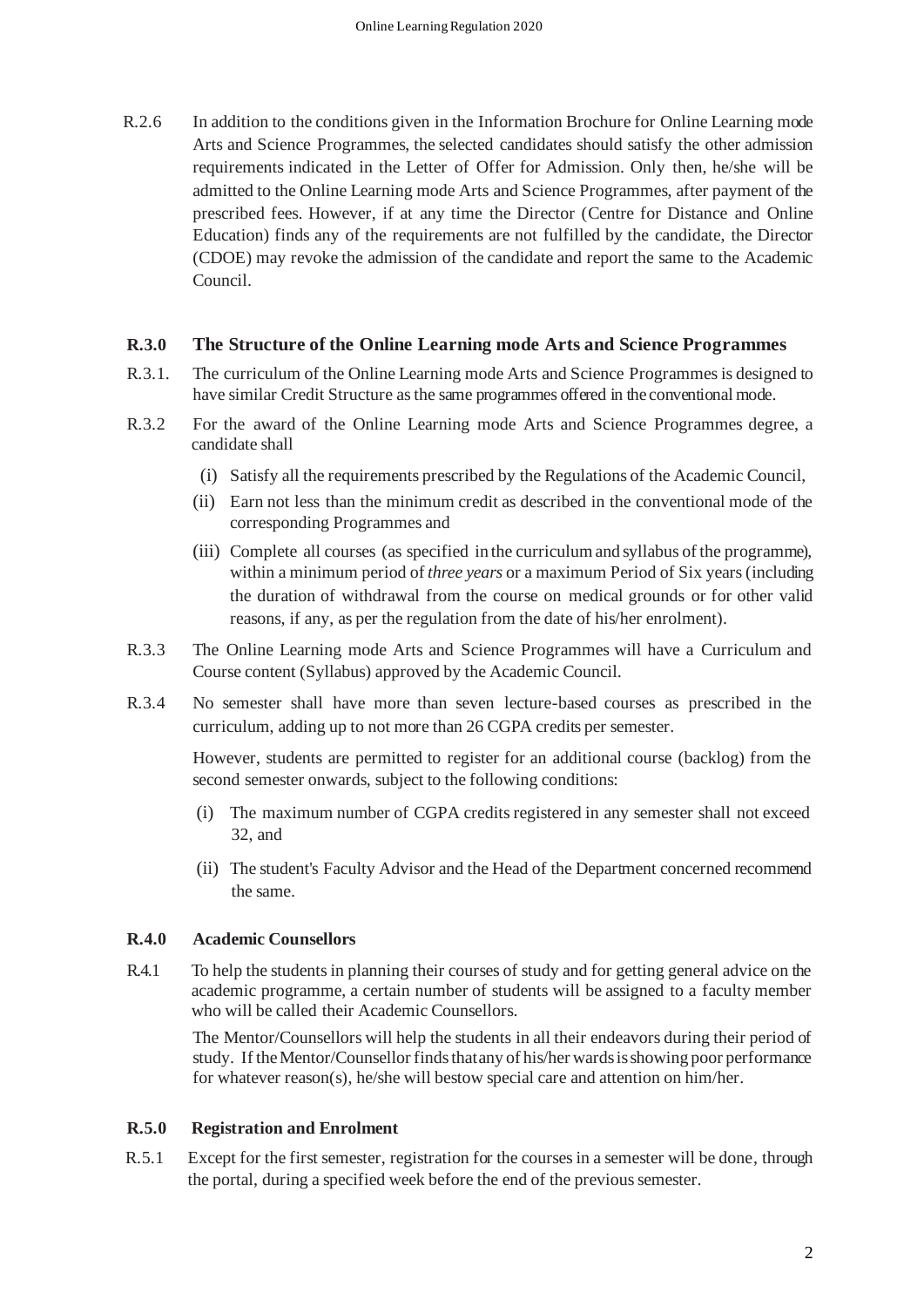R.2.6 In addition to the conditions given in the Information Brochure for Online Learning mode Arts and Science Programmes, the selected candidates should satisfy the other admission requirements indicated in the Letter of Offer for Admission. Only then, he/she will be admitted to the Online Learning mode Arts and Science Programmes, after payment of the prescribed fees. However, if at any time the Director (Centre for Distance and Online Education) finds any of the requirements are not fulfilled by the candidate, the Director (CDOE) may revoke the admission of the candidate and report the same to the Academic Council.

## R.3.0 The Structure of the Online Learning mode Arts and Science Programmes

R.3.1. The curriculum of the Online Learning mode Arts and Science Programmes is designed to have similar Credit Structure as the same programmes offered in the conventional mode.

R.3.2 For the award of the Online Learning mode Arts and Science Programmes degree, a candidate shall

- (i) Satisfy all the requirements prescribed by the Regulations of the Academic Council,
- (ii) Earn not less than the minimum credit as described in the conventional mode of the corresponding Programmes and
- (iii) Complete all courses (as specified in the curriculum and syllabus of the programme), within a minimum period of *three years* or a maximum Period of Six years (including the duration of withdrawal from the course on medical grounds or for other valid reasons, if any, as per the regulation from the date of his/her enrolment).

R.3.3 The Online Learning mode Arts and Science Programmes will have a Curriculum and Course content (Syllabus) approved by the Academic Council.

R.3.4 No semester shall have more than seven lecture-based courses as prescribed in the curriculum, adding up to not more than 26 CGPA credits per semester.

However, students are permitted to register for an additional course (backlog) from the second semester onwards, subject to the following conditions:

- (i) The maximum number of CGPA credits registered in any semester shall not exceed 32, and
- (ii) The student's Faculty Advisor and the Head of the Department concerned recommend the same.

## R.4.0 Academic Counsellors

R.4.1 To help the students in planning their courses of study and for getting general advice on the academic programme, a certain number of students will be assigned to a faculty member who will be called their Academic Counsellors.

The Mentor/Counsellors will help the students in all their endeavors during their period of study. If the Mentor/Counsellor finds that any of his/her wards is showing poor performance for whatever reason(s), he/she will bestow special care and attention on him/her.

## R.5.0 Registration and Enrolment

R.5.1 Except for the first semester, registration for the courses in a semester will be done, through the portal, during a specified week before the end of the previous semester.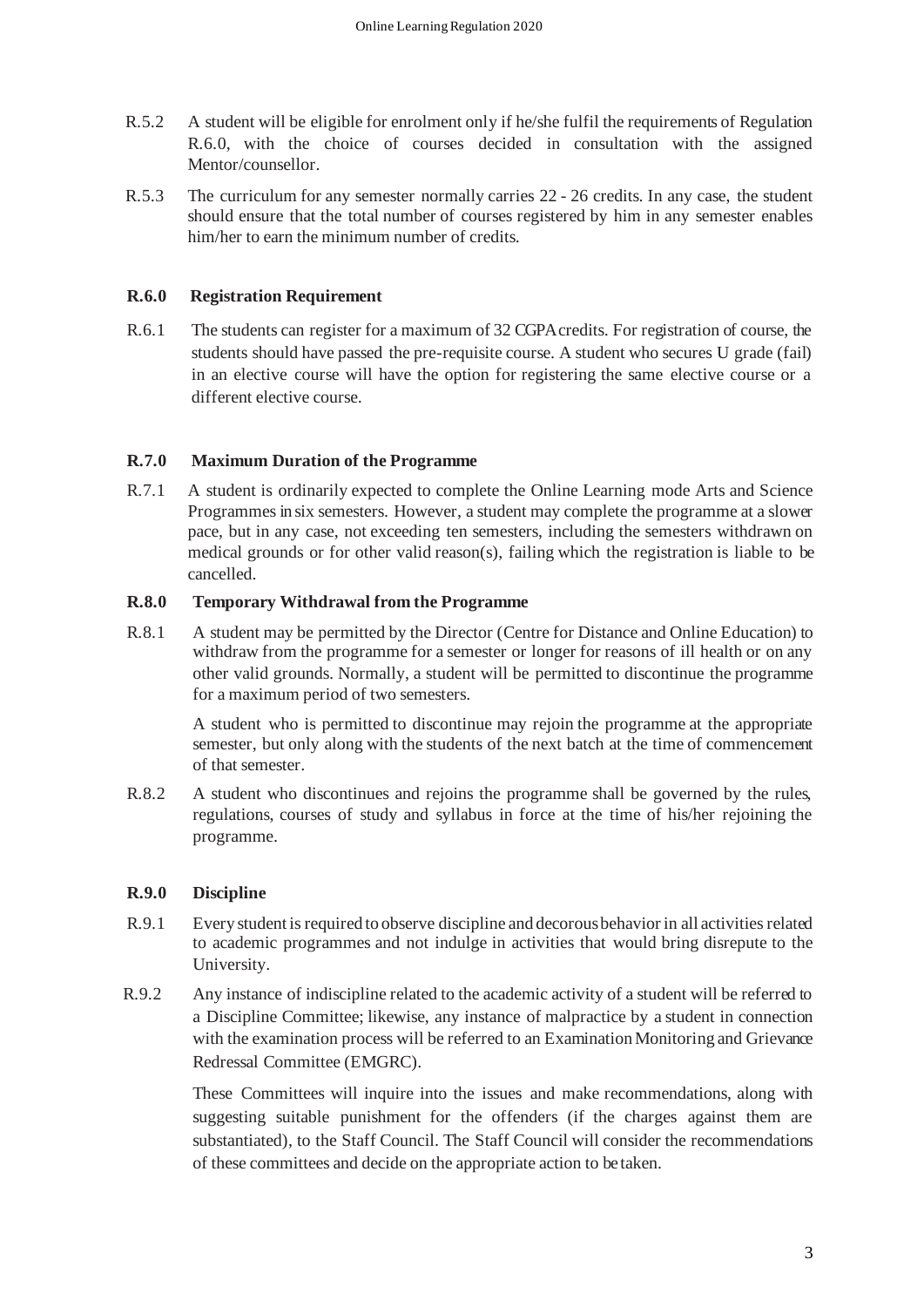R.5.2 A student will be eligible for enrolment only if he/she fulfil the requirements of Regulation R.6.0, with the choice of courses decided in consultation with the assigned Mentor/counsellor.

R.5.3 The curriculum for any semester normally carries 22 - 26 credits. In any case, the student should ensure that the total number of courses registered by him in any semester enables him/her to earn the minimum number of credits.

## R.6.0 Registration Requirement

R.6.1 The students can register for a maximum of 32 CGPA credits. For registration of course, the students should have passed the pre-requisite course. A student who secures U grade (fail) in an elective course will have the option for registering the same elective course or a different elective course.

## R.7.0 Maximum Duration of the Programme

R.7.1 A student is ordinarily expected to complete the Online Learning mode Arts and Science Programmes in six semesters. However, a student may complete the programme at a slower pace, but in any case, not exceeding ten semesters, including the semesters withdrawn on medical grounds or for other valid reason(s), failing which the registration is liable to be cancelled.

## R.8.0 Temporary Withdrawal from the Programme

R.8.1 A student may be permitted by the Director (Centre for Distance and Online Education) to withdraw from the programme for a semester or longer for reasons of ill health or on any other valid grounds. Normally, a student will be permitted to discontinue the programme for a maximum period of two semesters.

A student who is permitted to discontinue may rejoin the programme at the appropriate semester, but only along with the students of the next batch at the time of commencement of that semester.

R.8.2 A student who discontinues and rejoins the programme shall be governed by the rules, regulations, courses of study and syllabus in force at the time of his/her rejoining the programme.

## R.9.0 Discipline

R.9.1 Every student is required to observe discipline and decorous behavior in all activities related to academic programmes and not indulge in activities that would bring disrepute to the University.

R.9.2 Any instance of indiscipline related to the academic activity of a student will be referred to a Discipline Committee; likewise, any instance of malpractice by a student in connection with the examination process will be referred to an Examination Monitoring and Grievance Redressal Committee (EMGRC).

These Committees will inquire into the issues and make recommendations, along with suggesting suitable punishment for the offenders (if the charges against them are substantiated), to the Staff Council. The Staff Council will consider the recommendations of these committees and decide on the appropriate action to be taken.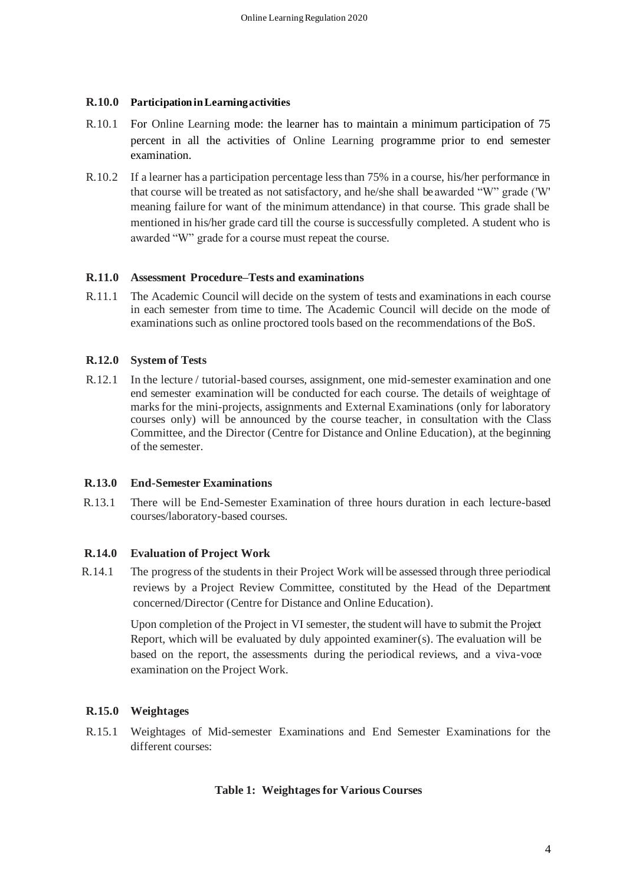### R.10.0 Participation in Learning activities

R.10.1 For Online Learning mode: the learner has to maintain a minimum participation of 75 percent in all the activities of Online Learning programme prior to end semester examination.

R.10.2 If a learner has a participation percentage less than 75% in a course, his/her performance in that course will be treated as not satisfactory, and he/she shall be awarded "W" grade ('W' meaning failure for want of the minimum attendance) in that course. This grade shall be mentioned in his/her grade card till the course is successfully completed. A student who is awarded "W" grade for a course must repeat the course.

### R.11.0 Assessment Procedure–Tests and examinations

R.11.1 The Academic Council will decide on the system of tests and examinations in each course in each semester from time to time. The Academic Council will decide on the mode of examinations such as online proctored tools based on the recommendations of the BoS.

### R.12.0 System of Tests

R.12.1 In the lecture / tutorial-based courses, assignment, one mid-semester examination and one end semester examination will be conducted for each course. The details of weightage of marks for the mini-projects, assignments and External Examinations (only for laboratory courses only) will be announced by the course teacher, in consultation with the Class Committee, and the Director (Centre for Distance and Online Education), at the beginning of the semester.

### R.13.0 End-Semester Examinations

R.13.1 There will be End-Semester Examination of three hours duration in each lecture-based courses/laboratory-based courses.

### R.14.0 Evaluation of Project Work

R.14.1 The progress of the students in their Project Work will be assessed through three periodical reviews by a Project Review Committee, constituted by the Head of the Department concerned/Director (Centre for Distance and Online Education).

Upon completion of the Project in VI semester, the student will have to submit the Project Report, which will be evaluated by duly appointed examiner(s). The evaluation will be based on the report, the assessments during the periodical reviews, and a viva-voce examination on the Project Work.

### R.15.0 Weightages

R.15.1 Weightages of Mid-semester Examinations and End Semester Examinations for the different courses:

**Table 1: Weightages for Various Courses**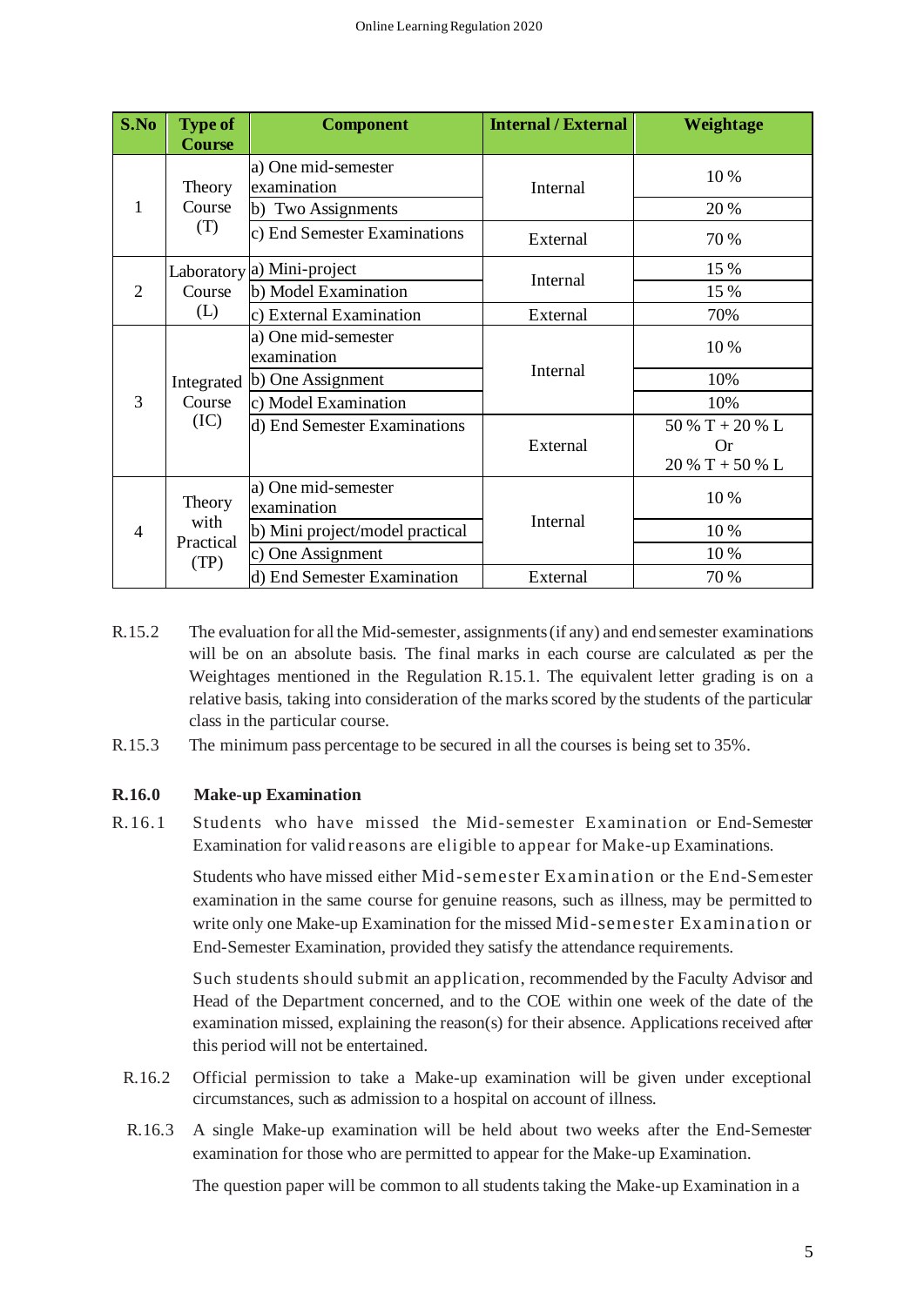| S.No | Type of Course | Component | Internal / External | Weightage |
|---|---|---|---|---|
| 1 | Theory Course (T) | a) One mid-semester examination | Internal | 10 % |
| | | b) Two Assignments | | 20 % |
| | | c) End Semester Examinations | External | 70 % |
| 2 | Laboratory Course (L) | a) Mini-project | Internal | 15 % |
| | | b) Model Examination | | 15 % |
| | | c) External Examination | External | 70% |
| 3 | Integrated Course (IC) | a) One mid-semester examination | Internal | 10 % |
| | | b) One Assignment | | 10% |
| | | c) Model Examination | | 10% |
| | | d) End Semester Examinations | External | 50 % T + 20 % L Or 20 % T + 50 % L |
| 4 | Theory with Practical (TP) | a) One mid-semester examination | Internal | 10 % |
| | | b) Mini project/model practical | | 10 % |
| | | c) One Assignment | | 10 % |
| | | d) End Semester Examination | External | 70 % |

R.15.2 The evaluation for all the Mid-semester, assignments (if any) and end semester examinations will be on an absolute basis. The final marks in each course are calculated as per the Weightages mentioned in the Regulation R.15.1. The equivalent letter grading is on a relative basis, taking into consideration of the marks scored by the students of the particular class in the particular course.

R.15.3 The minimum pass percentage to be secured in all the courses is being set to 35%.

**R.16.0 Make-up Examination**

R.16.1 Students who have missed the Mid-semester Examination or End-Semester Examination for valid reasons are eligible to appear for Make-up Examinations.

Students who have missed either Mid-semester Examination or the End-Semester examination in the same course for genuine reasons, such as illness, may be permitted to write only one Make-up Examination for the missed Mid-semester Examination or End-Semester Examination, provided they satisfy the attendance requirements.

Such students should submit an application, recommended by the Faculty Advisor and Head of the Department concerned, and to the COE within one week of the date of the examination missed, explaining the reason(s) for their absence. Applications received after this period will not be entertained.

R.16.2 Official permission to take a Make-up examination will be given under exceptional circumstances, such as admission to a hospital on account of illness.

R.16.3 A single Make-up examination will be held about two weeks after the End-Semester examination for those who are permitted to appear for the Make-up Examination.

The question paper will be common to all students taking the Make-up Examination in a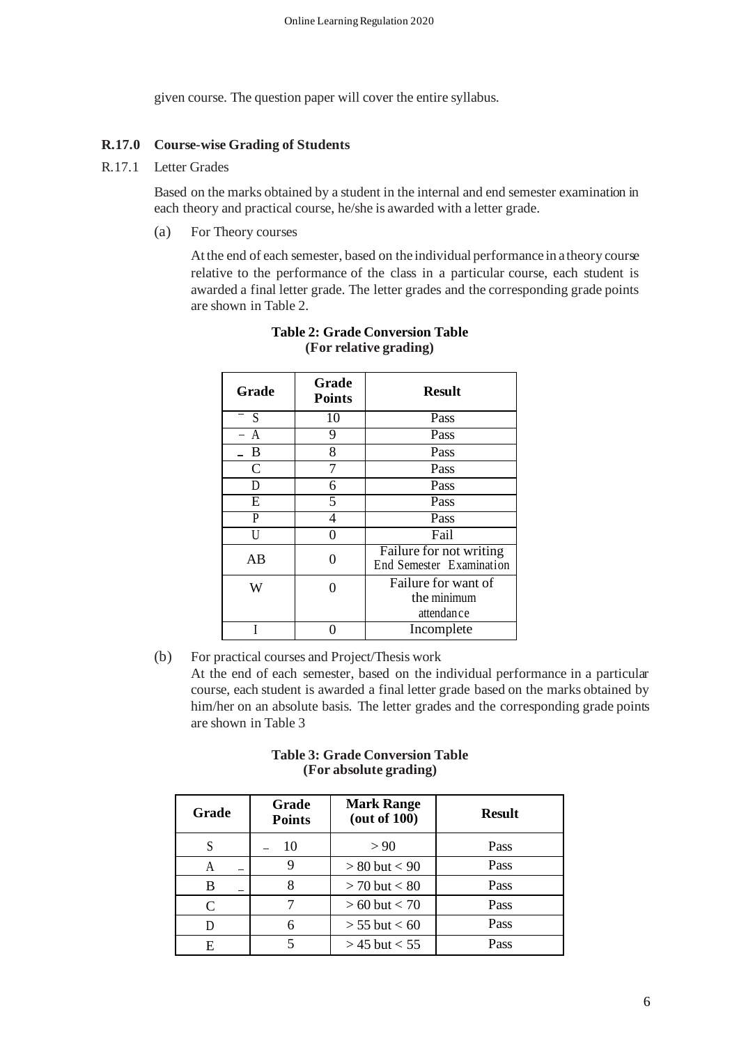given course. The question paper will cover the entire syllabus.

## R.17.0 Course-wise Grading of Students

### R.17.1 Letter Grades

Based on the marks obtained by a student in the internal and end semester examination in each theory and practical course, he/she is awarded with a letter grade.

(a) For Theory courses

At the end of each semester, based on the individual performance in a theory course relative to the performance of the class in a particular course, each student is awarded a final letter grade. The letter grades and the corresponding grade points are shown in Table 2.

**Table 2: Grade Conversion Table (For relative grading)**

| Grade | Grade Points | Result |
|---|---|---|
| S | 10 | Pass |
| A | 9 | Pass |
| B | 8 | Pass |
| C | 7 | Pass |
| D | 6 | Pass |
| E | 5 | Pass |
| P | 4 | Pass |
| U | 0 | Fail |
| AB | 0 | Failure for not writing End Semester Examination |
| W | 0 | Failure for want of the minimum attendance |
| I | 0 | Incomplete |

(b) For practical courses and Project/Thesis work

At the end of each semester, based on the individual performance in a particular course, each student is awarded a final letter grade based on the marks obtained by him/her on an absolute basis. The letter grades and the corresponding grade points are shown in Table 3

**Table 3: Grade Conversion Table (For absolute grading)**

| Grade | Grade Points | Mark Range (out of 100) | Result |
|---|---|---|---|
| S | 10 | > 90 | Pass |
| A | 9 | > 80 but < 90 | Pass |
| B | 8 | > 70 but < 80 | Pass |
| C | 7 | > 60 but < 70 | Pass |
| D | 6 | > 55 but < 60 | Pass |
| E | 5 | > 45 but < 55 | Pass |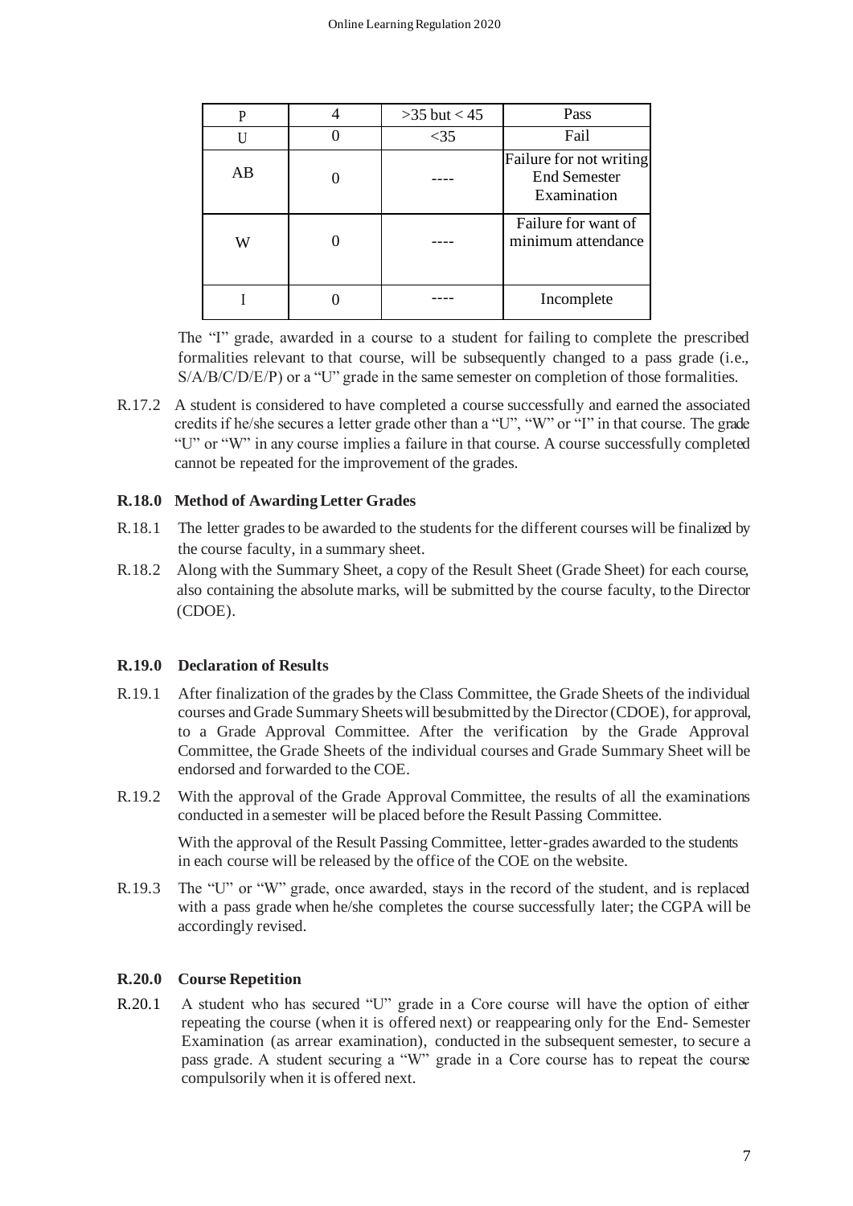| P | 4 | >35 but < 45 | Pass |
|---|---|---|---|
| U | 0 | <35 | Fail |
| AB | 0 | ---- | Failure for not writing End Semester Examination |
| W | 0 | ---- | Failure for want of minimum attendance |
| I | 0 | ---- | Incomplete |

The "I" grade, awarded in a course to a student for failing to complete the prescribed formalities relevant to that course, will be subsequently changed to a pass grade (i.e., S/A/B/C/D/E/P) or a "U" grade in the same semester on completion of those formalities.

R.17.2 A student is considered to have completed a course successfully and earned the associated credits if he/she secures a letter grade other than a "U", "W" or "I" in that course. The grade "U" or "W" in any course implies a failure in that course. A course successfully completed cannot be repeated for the improvement of the grades.

### R.18.0 Method of Awarding Letter Grades

R.18.1 The letter grades to be awarded to the students for the different courses will be finalized by the course faculty, in a summary sheet.

R.18.2 Along with the Summary Sheet, a copy of the Result Sheet (Grade Sheet) for each course, also containing the absolute marks, will be submitted by the course faculty, to the Director (CDOE).

### R.19.0 Declaration of Results

R.19.1 After finalization of the grades by the Class Committee, the Grade Sheets of the individual courses and Grade Summary Sheets will be submitted by the Director (CDOE), for approval, to a Grade Approval Committee. After the verification by the Grade Approval Committee, the Grade Sheets of the individual courses and Grade Summary Sheet will be endorsed and forwarded to the COE.

R.19.2 With the approval of the Grade Approval Committee, the results of all the examinations conducted in a semester will be placed before the Result Passing Committee.

With the approval of the Result Passing Committee, letter-grades awarded to the students in each course will be released by the office of the COE on the website.

R.19.3 The "U" or "W" grade, once awarded, stays in the record of the student, and is replaced with a pass grade when he/she completes the course successfully later; the CGPA will be accordingly revised.

### R.20.0 Course Repetition

R.20.1 A student who has secured "U" grade in a Core course will have the option of either repeating the course (when it is offered next) or reappearing only for the End- Semester Examination (as arrear examination), conducted in the subsequent semester, to secure a pass grade. A student securing a "W" grade in a Core course has to repeat the course compulsorily when it is offered next.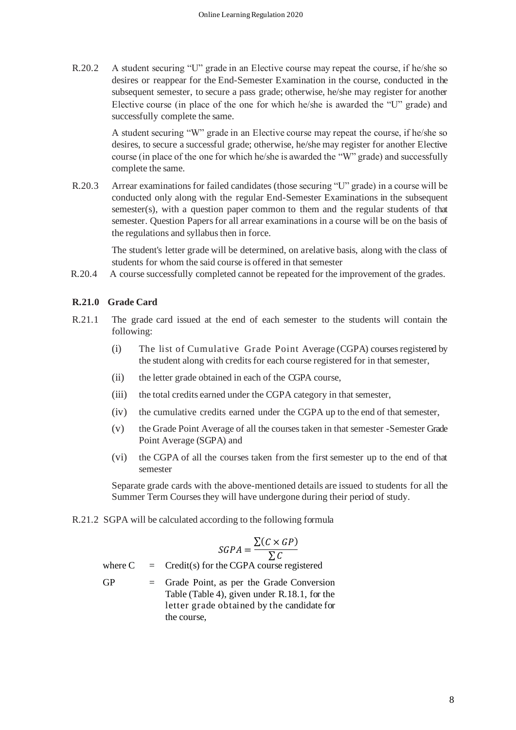R.20.2 A student securing "U" grade in an Elective course may repeat the course, if he/she so desires or reappear for the End-Semester Examination in the course, conducted in the subsequent semester, to secure a pass grade; otherwise, he/she may register for another Elective course (in place of the one for which he/she is awarded the "U" grade) and successfully complete the same.

A student securing "W" grade in an Elective course may repeat the course, if he/she so desires, to secure a successful grade; otherwise, he/she may register for another Elective course (in place of the one for which he/she is awarded the "W" grade) and successfully complete the same.

R.20.3 Arrear examinations for failed candidates (those securing "U" grade) in a course will be conducted only along with the regular End-Semester Examinations in the subsequent semester(s), with a question paper common to them and the regular students of that semester. Question Papers for all arrear examinations in a course will be on the basis of the regulations and syllabus then in force.

The student's letter grade will be determined, on arelative basis, along with the class of students for whom the said course is offered in that semester

R.20.4 A course successfully completed cannot be repeated for the improvement of the grades.

**R.21.0 Grade Card**

R.21.1 The grade card issued at the end of each semester to the students will contain the following:

(i) The list of Cumulative Grade Point Average (CGPA) courses registered by the student along with credits for each course registered for in that semester,

(ii) the letter grade obtained in each of the CGPA course,

(iii) the total credits earned under the CGPA category in that semester,

(iv) the cumulative credits earned under the CGPA up to the end of that semester,

(v) the Grade Point Average of all the courses taken in that semester -Semester Grade Point Average (SGPA) and

(vi) the CGPA of all the courses taken from the first semester up to the end of that semester

Separate grade cards with the above-mentioned details are issued to students for all the Summer Term Courses they will have undergone during their period of study.

R.21.2 SGPA will be calculated according to the following formula

$$SGPA = \frac{\sum(C \times GP)}{\sum C}$$

where C = Credit(s) for the CGPA course registered

GP = Grade Point, as per the Grade Conversion Table (Table 4), given under R.18.1, for the letter grade obtained by the candidate for the course,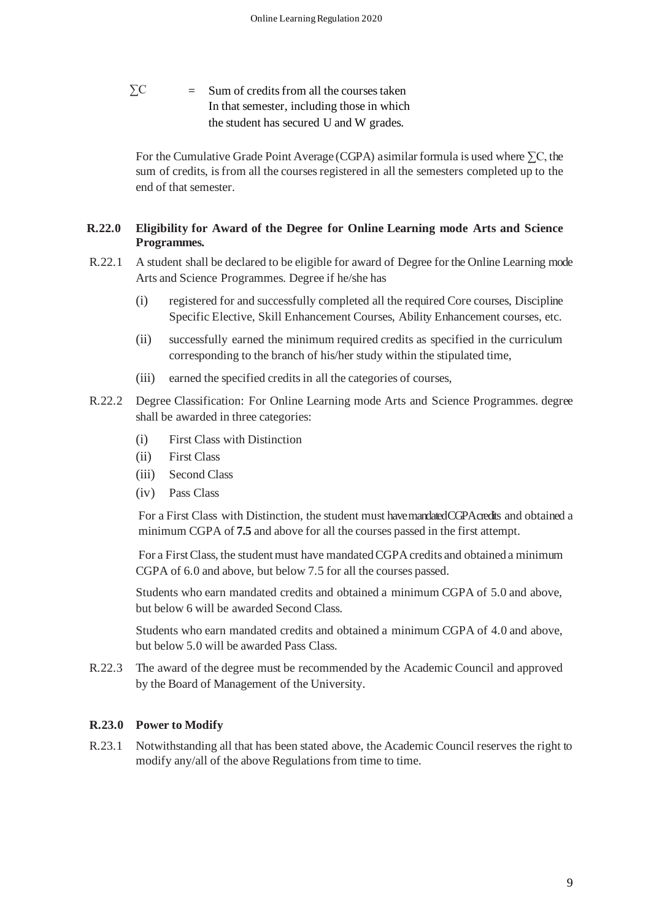$\sum C$ = Sum of credits from all the courses taken In that semester, including those in which the student has secured U and W grades.

For the Cumulative Grade Point Average (CGPA) asimilar formula is used where $\sum C$, the sum of credits, is from all the courses registered in all the semesters completed up to the end of that semester.

**R.22.0 Eligibility for Award of the Degree for Online Learning mode Arts and Science Programmes.**

R.22.1 A student shall be declared to be eligible for award of Degree for the Online Learning mode Arts and Science Programmes. Degree if he/she has

(i) registered for and successfully completed all the required Core courses, Discipline Specific Elective, Skill Enhancement Courses, Ability Enhancement courses, etc.

(ii) successfully earned the minimum required credits as specified in the curriculum corresponding to the branch of his/her study within the stipulated time,

(iii) earned the specified credits in all the categories of courses,

R.22.2 Degree Classification: For Online Learning mode Arts and Science Programmes. degree shall be awarded in three categories:

(i) First Class with Distinction
(ii) First Class
(iii) Second Class
(iv) Pass Class

For a First Class with Distinction, the student must havemandatedCGPAcredits and obtained a minimum CGPA of **7.5** and above for all the courses passed in the first attempt.

For a First Class, the student must have mandated CGPA credits and obtained a minimum CGPA of 6.0 and above, but below 7.5 for all the courses passed.

Students who earn mandated credits and obtained a minimum CGPA of 5.0 and above, but below 6 will be awarded Second Class.

Students who earn mandated credits and obtained a minimum CGPA of 4.0 and above, but below 5.0 will be awarded Pass Class.

R.22.3 The award of the degree must be recommended by the Academic Council and approved by the Board of Management of the University.

**R.23.0 Power to Modify**

R.23.1 Notwithstanding all that has been stated above, the Academic Council reserves the right to modify any/all of the above Regulations from time to time.